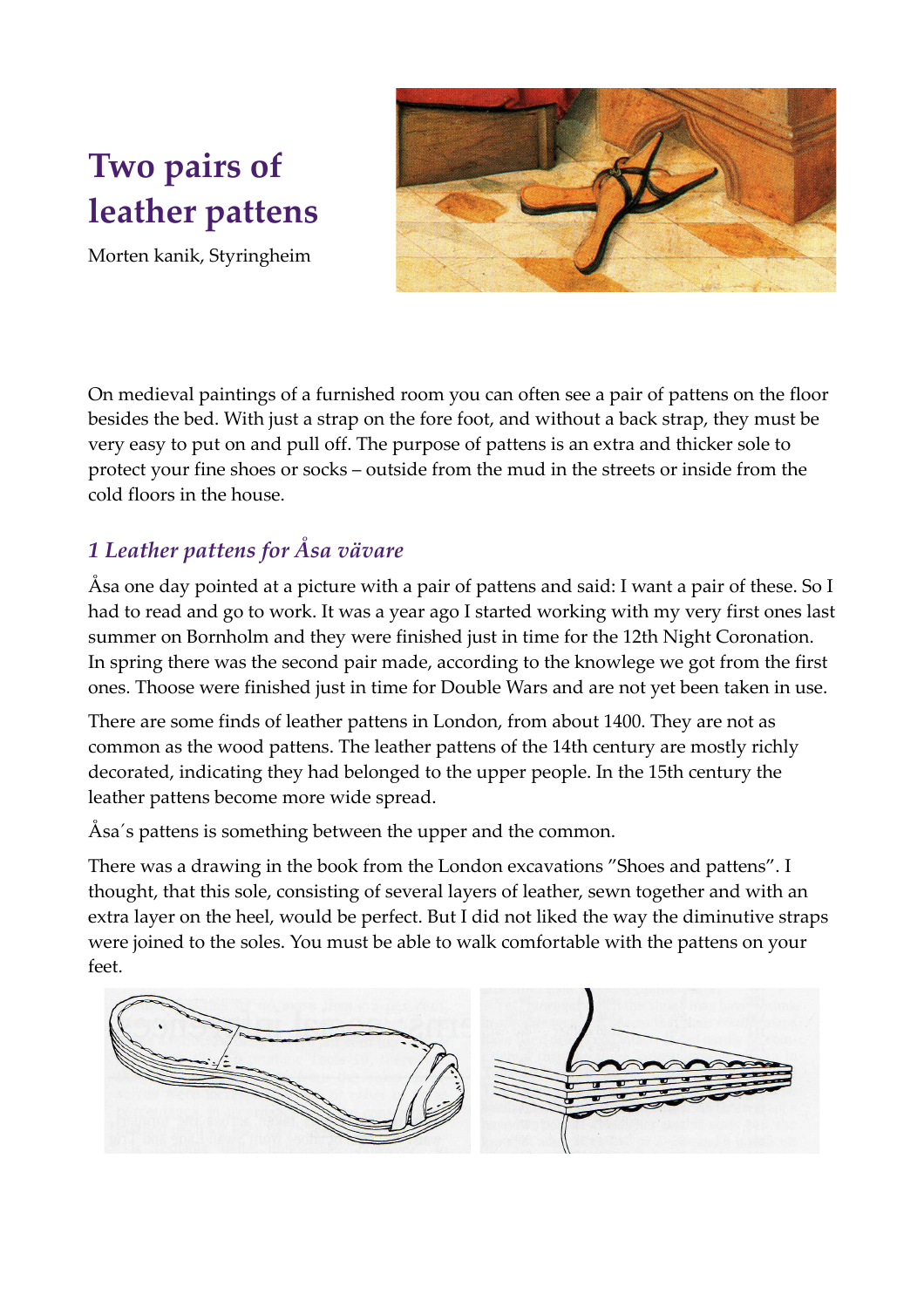# Two pairs of leather pattens

Morten kanik, Styringheim

On medieval paintings of a furnished room you can often see a pair of pattens on the floor besides the bed. With just a strap on the fore foot, and without a back strap, they must be very easy to put on and pull off. The purpose of pattens is an extra and thicker sole to protect your fine shoes or socks – outside from the mud in the streets or inside from the cold floors in the house.

## *1 Leather pattens for Åsa vävare*

Åsa one day pointed at a picture with a pair of pattens and said: I want a pair of these. So I had to read and go to work. It was a year ago I started working with my very first ones last summer on Bornholm and they were finished just in time for the 12th Night Coronation. In spring there was the second pair made, according to the knowlege we got from the first ones. Thoose were finished just in time for Double Wars and are not yet been taken in use.

There are some finds of leather pattens in London, from about 1400. They are not as common as the wood pattens. The leather pattens of the 14th century are mostly richly decorated, indicating they had belonged to the upper people. In the 15th century the leather pattens become more wide spread.

Åsa´s pattens is something between the upper and the common.

There was a drawing in the book from the London excavations ”Shoes and pattens”. I thought, that this sole, consisting of several layers of leather, sewn together and with an extra layer on the heel, would be perfect. But I did not liked the way the diminutive straps were joined to the soles. You must be able to walk comfortable with the pattens on your feet.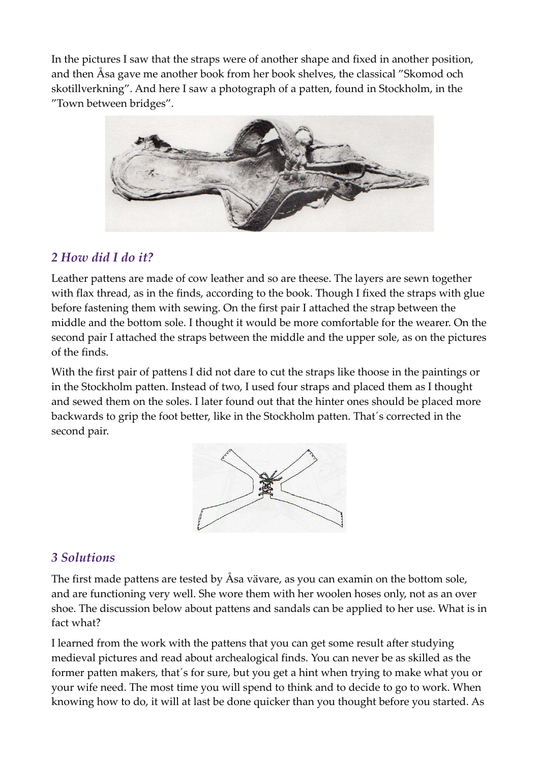In the pictures I saw that the straps were of another shape and fixed in another position, and then Åsa gave me another book from her book shelves, the classical ”Skomod och skotillverkning”. And here I saw a photograph of a patten, found in Stockholm, in the ”Town between bridges”.

## *2 How did I do it?*

Leather pattens are made of cow leather and so are theese. The layers are sewn together with flax thread, as in the finds, according to the book. Though I fixed the straps with glue before fastening them with sewing. On the first pair I attached the strap between the middle and the bottom sole. I thought it would be more comfortable for the wearer. On the second pair I attached the straps between the middle and the upper sole, as on the pictures of the finds.

With the first pair of pattens I did not dare to cut the straps like thoose in the paintings or in the Stockholm patten. Instead of two, I used four straps and placed them as I thought and sewed them on the soles. I later found out that the hinter ones should be placed more backwards to grip the foot better, like in the Stockholm patten. That´s corrected in the second pair.

## *3 Solutions*

The first made pattens are tested by Åsa vävare, as you can examin on the bottom sole, and are functioning very well. She wore them with her woolen hoses only, not as an over shoe. The discussion below about pattens and sandals can be applied to her use. What is in fact what?

I learned from the work with the pattens that you can get some result after studying medieval pictures and read about archealogical finds. You can never be as skilled as the former patten makers, that´s for sure, but you get a hint when trying to make what you or your wife need. The most time you will spend to think and to decide to go to work. When knowing how to do, it will at last be done quicker than you thought before you started. As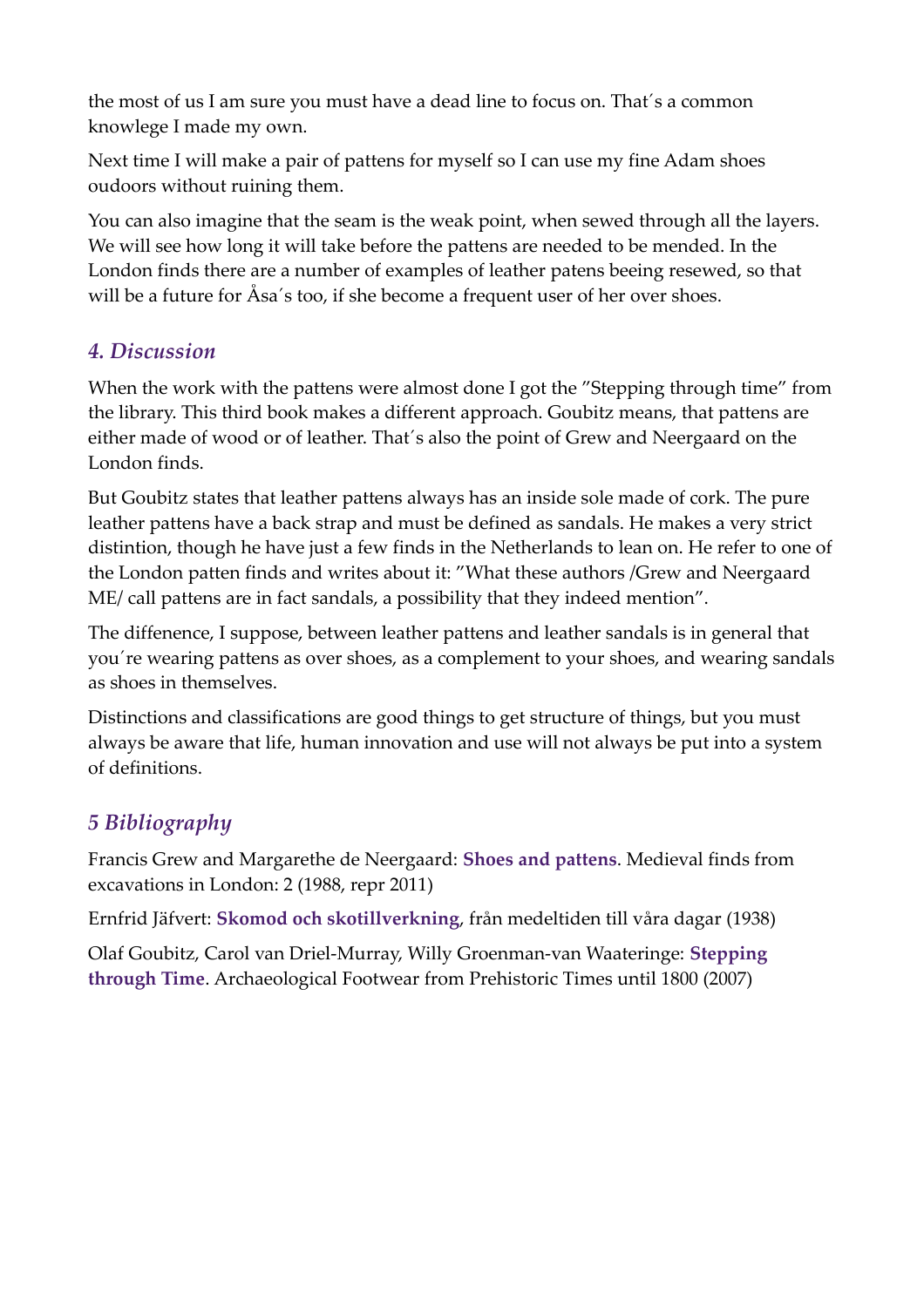the most of us I am sure you must have a dead line to focus on. That´s a common knowlege I made my own.

Next time I will make a pair of pattens for myself so I can use my fine Adam shoes oudoors without ruining them.

You can also imagine that the seam is the weak point, when sewed through all the layers. We will see how long it will take before the pattens are needed to be mended. In the London finds there are a number of examples of leather patens beeing resewed, so that will be a future for Åsa´s too, if she become a frequent user of her over shoes.

## *4. Discussion*

When the work with the pattens were almost done I got the "Stepping through time" from the library. This third book makes a different approach. Goubitz means, that pattens are either made of wood or of leather. That´s also the point of Grew and Neergaard on the London finds.

But Goubitz states that leather pattens always has an inside sole made of cork. The pure leather pattens have a back strap and must be defined as sandals. He makes a very strict distintion, though he have just a few finds in the Netherlands to lean on. He refer to one of the London patten finds and writes about it: "What these authors /Grew and Neergaard ME/ call pattens are in fact sandals, a possibility that they indeed mention".

The diffenence, I suppose, between leather pattens and leather sandals is in general that you´re wearing pattens as over shoes, as a complement to your shoes, and wearing sandals as shoes in themselves.

Distinctions and classifications are good things to get structure of things, but you must always be aware that life, human innovation and use will not always be put into a system of definitions.

## *5 Bibliography*

Francis Grew and Margarethe de Neergaard: **Shoes and pattens**. Medieval finds from excavations in London: 2 (1988, repr 2011)

Ernfrid Jäfvert: **Skomod och skotillverkning**, från medeltiden till våra dagar (1938)

Olaf Goubitz, Carol van Driel-Murray, Willy Groenman-van Waateringe: **Stepping through Time**. Archaeological Footwear from Prehistoric Times until 1800 (2007)